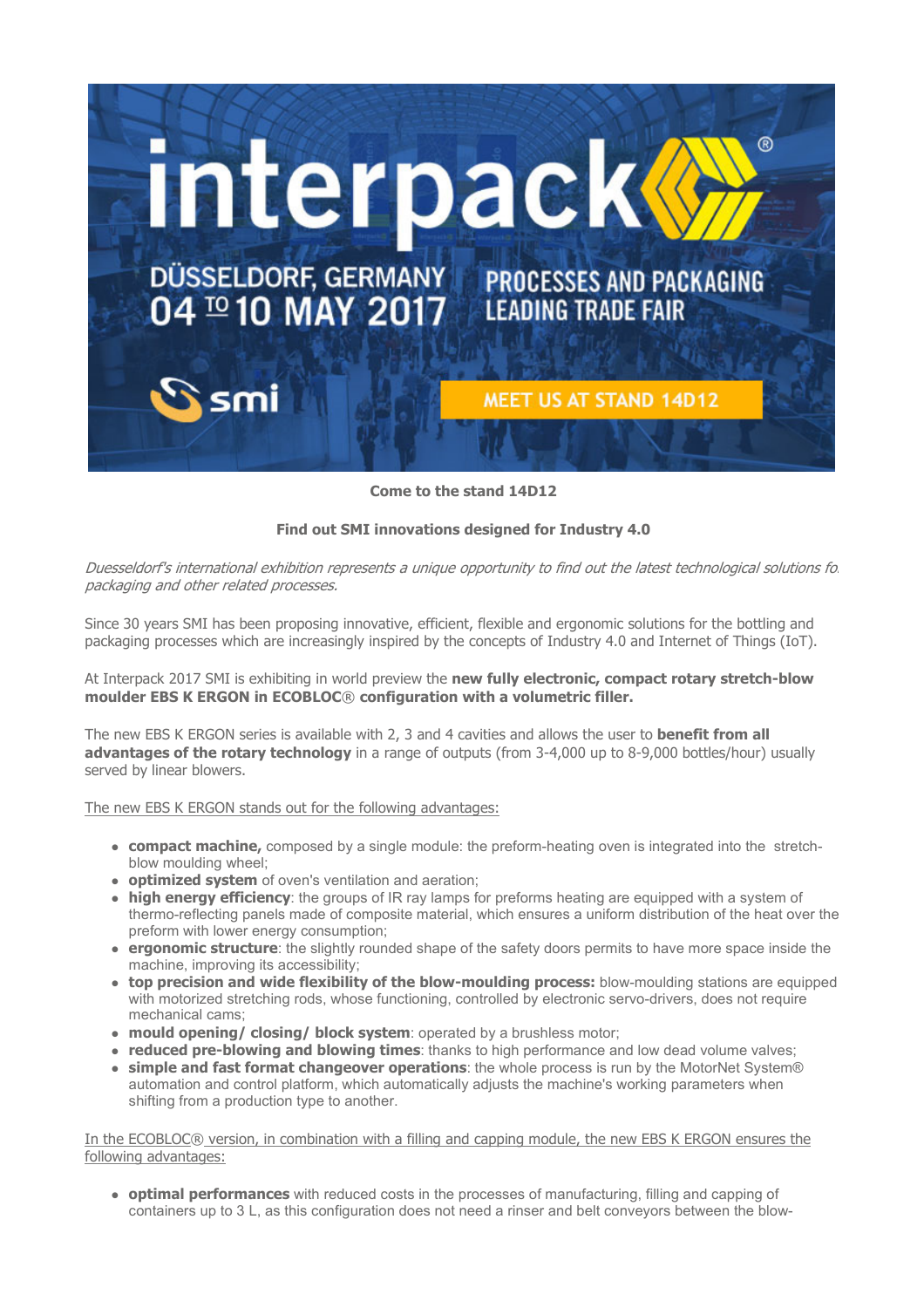# interpack

DÜSSELDORF, GERMANY
04 TO 10 MAY 2017

PROCESSES AND PACKAGING
LEADING TRADE FAIR

smi

MEET US AT STAND 14D12

**Come to the stand 14D12**

**Find out SMI innovations designed for Industry 4.0**

*Duesseldorf's international exhibition represents a unique opportunity to find out the latest technological solutions fo packaging and other related processes.*

Since 30 years SMI has been proposing innovative, efficient, flexible and ergonomic solutions for the bottling and packaging processes which are increasingly inspired by the concepts of Industry 4.0 and Internet of Things (IoT).

At Interpack 2017 SMI is exhibiting in world preview the **new fully electronic, compact rotary stretch-blow moulder EBS K ERGON in ECOBLOC® configuration with a volumetric filler.**

The new EBS K ERGON series is available with 2, 3 and 4 cavities and allows the user to **benefit from all advantages of the rotary technology** in a range of outputs (from 3-4,000 up to 8-9,000 bottles/hour) usually served by linear blowers.

The new EBS K ERGON stands out for the following advantages:

- **compact machine,** composed by a single module: the preform-heating oven is integrated into the stretch-blow moulding wheel;
- **optimized system** of oven's ventilation and aeration;
- **high energy efficiency**: the groups of IR ray lamps for preforms heating are equipped with a system of thermo-reflecting panels made of composite material, which ensures a uniform distribution of the heat over the preform with lower energy consumption;
- **ergonomic structure**: the slightly rounded shape of the safety doors permits to have more space inside the machine, improving its accessibility;
- **top precision and wide flexibility of the blow-moulding process:** blow-moulding stations are equipped with motorized stretching rods, whose functioning, controlled by electronic servo-drivers, does not require mechanical cams;
- **mould opening/ closing/ block system**: operated by a brushless motor;
- **reduced pre-blowing and blowing times**: thanks to high performance and low dead volume valves;
- **simple and fast format changeover operations**: the whole process is run by the MotorNet System® automation and control platform, which automatically adjusts the machine's working parameters when shifting from a production type to another.

In the ECOBLOC® version, in combination with a filling and capping module, the new EBS K ERGON ensures the following advantages:

- **optimal performances** with reduced costs in the processes of manufacturing, filling and capping of containers up to 3 L, as this configuration does not need a rinser and belt conveyors between the blow-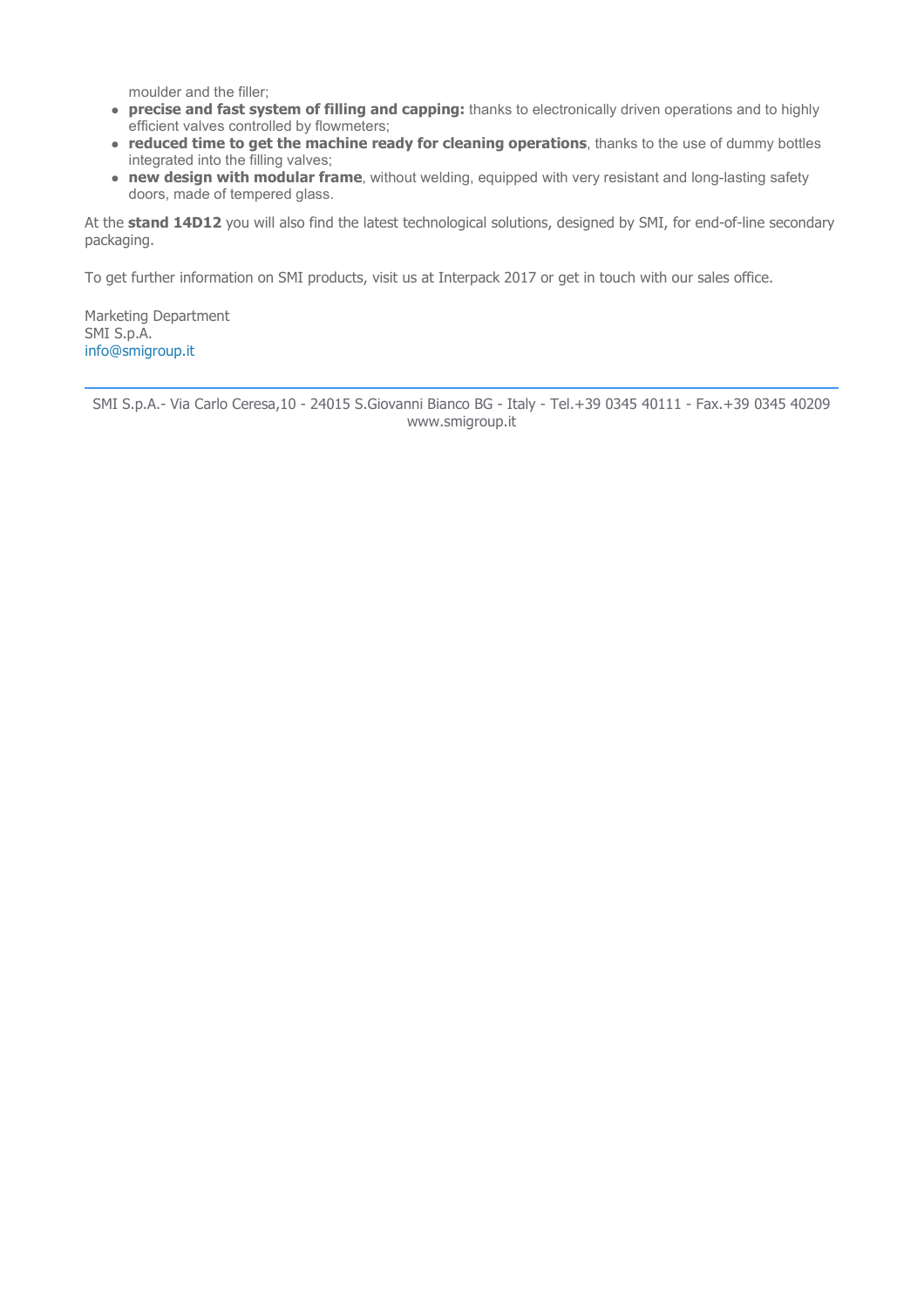moulder and the filler;

- **precise and fast system of filling and capping:** thanks to electronically driven operations and to highly efficient valves controlled by flowmeters;
- **reduced time to get the machine ready for cleaning operations**, thanks to the use of dummy bottles integrated into the filling valves;
- **new design with modular frame**, without welding, equipped with very resistant and long-lasting safety doors, made of tempered glass.

At the **stand 14D12** you will also find the latest technological solutions, designed by SMI, for end-of-line secondary packaging.

To get further information on SMI products, visit us at Interpack 2017 or get in touch with our sales office.

Marketing Department
SMI S.p.A.
info@smigroup.it

SMI S.p.A.- Via Carlo Ceresa,10 - 24015 S.Giovanni Bianco BG - Italy - Tel.+39 0345 40111 - Fax.+39 0345 40209
www.smigroup.it